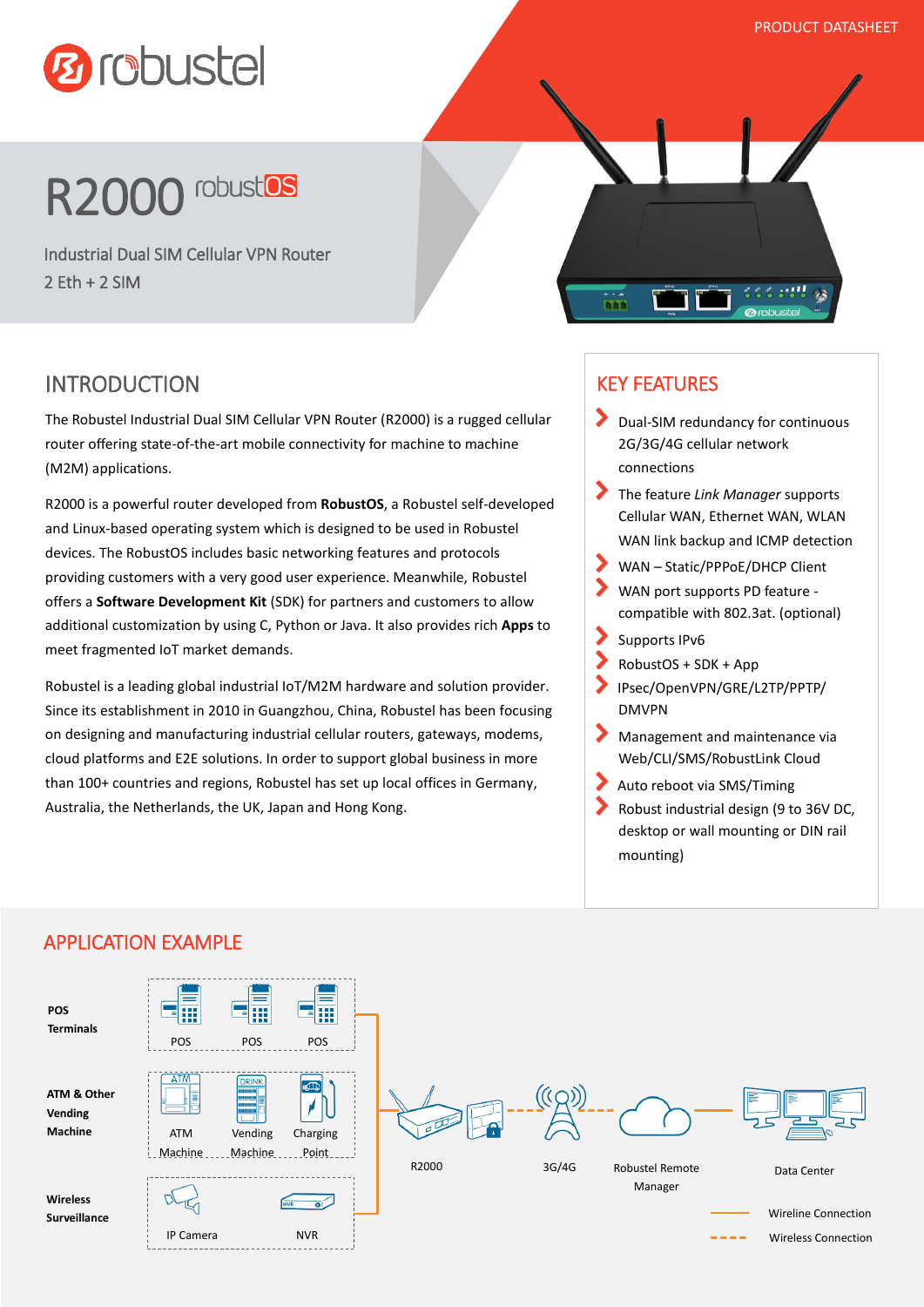PRODUCT DATASHEET

# R2000 robustOS

Industrial Dual SIM Cellular VPN Router
2 Eth + 2 SIM

## INTRODUCTION

The Robustel Industrial Dual SIM Cellular VPN Router (R2000) is a rugged cellular router offering state-of-the-art mobile connectivity for machine to machine (M2M) applications.

R2000 is a powerful router developed from **RobustOS**, a Robustel self-developed and Linux-based operating system which is designed to be used in Robustel devices. The RobustOS includes basic networking features and protocols providing customers with a very good user experience. Meanwhile, Robustel offers a **Software Development Kit** (SDK) for partners and customers to allow additional customization by using C, Python or Java. It also provides rich **Apps** to meet fragmented IoT market demands.

Robustel is a leading global industrial IoT/M2M hardware and solution provider. Since its establishment in 2010 in Guangzhou, China, Robustel has been focusing on designing and manufacturing industrial cellular routers, gateways, modems, cloud platforms and E2E solutions. In order to support global business in more than 100+ countries and regions, Robustel has set up local offices in Germany, Australia, the Netherlands, the UK, Japan and Hong Kong.

## KEY FEATURES

- Dual-SIM redundancy for continuous 2G/3G/4G cellular network connections
- The feature *Link Manager* supports Cellular WAN, Ethernet WAN, WLAN WAN link backup and ICMP detection
- WAN – Static/PPPoE/DHCP Client
- WAN port supports PD feature - compatible with 802.3at. (optional)
- Supports IPv6
- RobustOS + SDK + App
- IPsec/OpenVPN/GRE/L2TP/PPTP/ DMVPN
- Management and maintenance via Web/CLI/SMS/RobustLink Cloud
- Auto reboot via SMS/Timing
- Robust industrial design (9 to 36V DC, desktop or wall mounting or DIN rail mounting)

## APPLICATION EXAMPLE

POS Terminals: POS, POS, POS

ATM & Other Vending Machine: ATM Machine, Vending Machine, Charging Point

Wireless Surveillance: IP Camera, NVR

R2000 — 3G/4G — Robustel Remote Manager — Data Center

Wireline Connection
Wireless Connection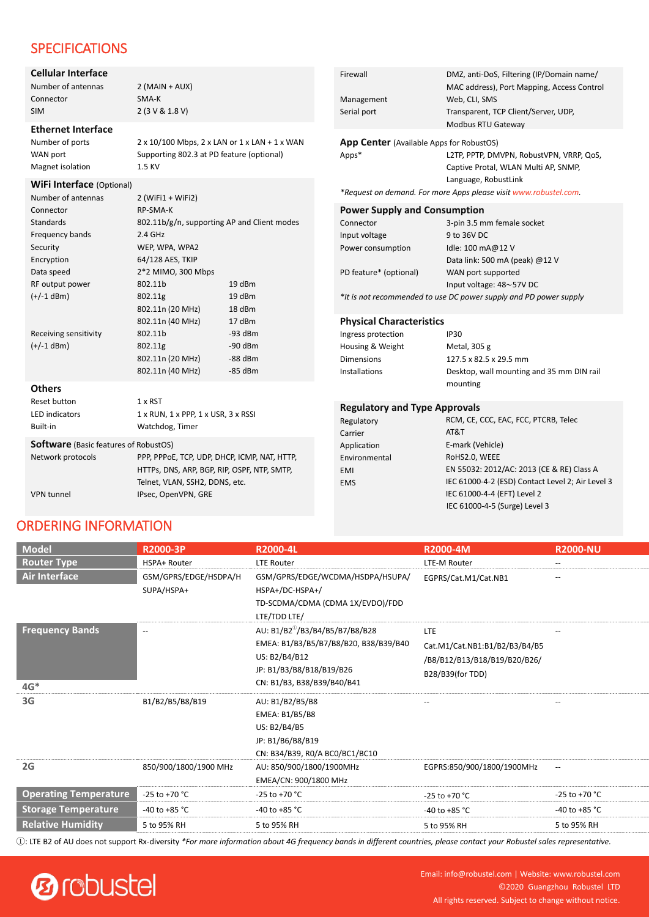## SPECIFICATIONS

### Cellular Interface

| | | |
|---|---|---|
| Number of antennas | 2 (MAIN + AUX) | |
| Connector | SMA-K | |
| SIM | 2 (3 V & 1.8 V) | |

### Ethernet Interface

| | |
|---|---|
| Number of ports | 2 x 10/100 Mbps, 2 x LAN or 1 x LAN + 1 x WAN |
| WAN port | Supporting 802.3 at PD feature (optional) |
| Magnet isolation | 1.5 KV |

### WiFi Interface (Optional)

| | | |
|---|---|---|
| Number of antennas | 2 (WiFi1 + WiFi2) | |
| Connector | RP-SMA-K | |
| Standards | 802.11b/g/n, supporting AP and Client modes | |
| Frequency bands | 2.4 GHz | |
| Security | WEP, WPA, WPA2 | |
| Encryption | 64/128 AES, TKIP | |
| Data speed | 2*2 MIMO, 300 Mbps | |
| RF output power (+/-1 dBm) | 802.11b | 19 dBm |
| | 802.11g | 19 dBm |
| | 802.11n (20 MHz) | 18 dBm |
| | 802.11n (40 MHz) | 17 dBm |
| Receiving sensitivity (+/-1 dBm) | 802.11b | -93 dBm |
| | 802.11g | -90 dBm |
| | 802.11n (20 MHz) | -88 dBm |
| | 802.11n (40 MHz) | -85 dBm |

### Others

| | |
|---|---|
| Reset button | 1 x RST |
| LED indicators | 1 x RUN, 1 x PPP, 1 x USR, 3 x RSSI |
| Built-in | Watchdog, Timer |

### Software (Basic features of RobustOS)

| | |
|---|---|
| Network protocols | PPP, PPPoE, TCP, UDP, DHCP, ICMP, NAT, HTTP, HTTPs, DNS, ARP, BGP, RIP, OSPF, NTP, SMTP, Telnet, VLAN, SSH2, DDNS, etc. |
| VPN tunnel | IPsec, OpenVPN, GRE |
| Firewall | DMZ, anti-DoS, Filtering (IP/Domain name/ MAC address), Port Mapping, Access Control |
| Management | Web, CLI, SMS |
| Serial port | Transparent, TCP Client/Server, UDP, Modbus RTU Gateway |

### App Center (Available Apps for RobustOS)

| | |
|---|---|
| Apps* | L2TP, PPTP, DMVPN, RobustVPN, VRRP, QoS, Captive Protal, WLAN Multi AP, SNMP, Language, RobustLink |

*\*Request on demand. For more Apps please visit www.robustel.com.*

### Power Supply and Consumption

| | |
|---|---|
| Connector | 3-pin 3.5 mm female socket |
| Input voltage | 9 to 36V DC |
| Power consumption | Idle: 100 mA@12 V<br>Data link: 500 mA (peak) @12 V |
| PD feature* (optional) | WAN port supported<br>Input voltage: 48～57V DC |

*\*It is not recommended to use DC power supply and PD power supply*

### Physical Characteristics

| | |
|---|---|
| Ingress protection | IP30 |
| Housing & Weight | Metal, 305 g |
| Dimensions | 127.5 x 82.5 x 29.5 mm |
| Installations | Desktop, wall mounting and 35 mm DIN rail mounting |

### Regulatory and Type Approvals

| | |
|---|---|
| Regulatory | RCM, CE, CCC, EAC, FCC, PTCRB, Telec |
| Carrier | AT&T |
| Application | E-mark (Vehicle) |
| Environmental | RoHS2.0, WEEE |
| EMI | EN 55032: 2012/AC: 2013 (CE & RE) Class A |
| EMS | IEC 61000-4-2 (ESD) Contact Level 2; Air Level 3<br>IEC 61000-4-4 (EFT) Level 2<br>IEC 61000-4-5 (Surge) Level 3 |

## ORDERING INFORMATION

| Model | R2000-3P | R2000-4L | R2000-4M | R2000-NU |
|---|---|---|---|---|
| Router Type | HSPA+ Router | LTE Router | LTE-M Router | -- |
| Air Interface | GSM/GPRS/EDGE/HSDPA/HSUPA/HSPA+ | GSM/GPRS/EDGE/WCDMA/HSDPA/HSUPA/HSPA+/DC-HSPA+/TD-SCDMA/CDMA (CDMA 1X/EVDO)/FDD LTE/TDD LTE/ | EGPRS/Cat.M1/Cat.NB1 | -- |
| Frequency Bands 4G* | -- | AU: B1/B2①/B3/B4/B5/B7/B8/B28<br>EMEA: B1/B3/B5/B7/B8/B20, B38/B39/B40<br>US: B2/B4/B12<br>JP: B1/B3/B8/B18/B19/B26<br>CN: B1/B3, B38/B39/B40/B41 | LTE Cat.M1/Cat.NB1:B1/B2/B3/B4/B5/B8/B12/B13/B18/B19/B20/B26/B28/B39(for TDD) | -- |
| 3G | B1/B2/B5/B8/B19 | AU: B1/B2/B5/B8<br>EMEA: B1/B5/B8<br>US: B2/B4/B5<br>JP: B1/B6/B8/B19<br>CN: B34/B39, R0/A BC0/BC1/BC10 | -- | -- |
| 2G | 850/900/1800/1900 MHz | AU: 850/900/1800/1900MHz<br>EMEA/CN: 900/1800 MHz | EGPRS:850/900/1800/1900MHz | -- |
| Operating Temperature | -25 to +70 °C | -25 to +70 °C | -25 to +70 °C | -25 to +70 °C |
| Storage Temperature | -40 to +85 °C | -40 to +85 °C | -40 to +85 °C | -40 to +85 °C |
| Relative Humidity | 5 to 95% RH | 5 to 95% RH | 5 to 95% RH | 5 to 95% RH |

①: LTE B2 of AU does not support Rx-diversity *\*For more information about 4G frequency bands in different countries, please contact your Robustel sales representative.*

robustel

Email: info@robustel.com | Website: www.robustel.com
©2020 Guangzhou Robustel LTD
All rights reserved. Subject to change without notice.